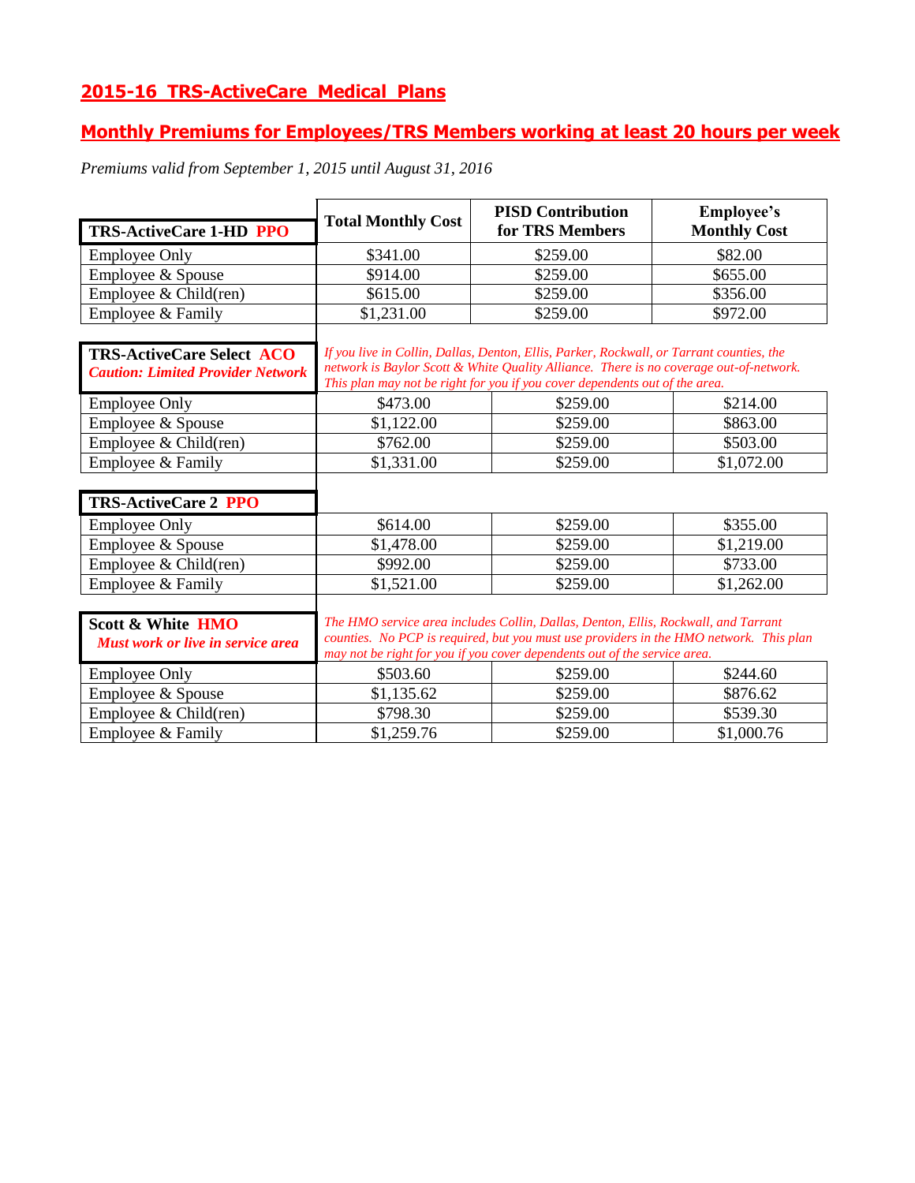## 2015-16 TRS-ActiveCare Medical Plans

## Monthly Premiums for Employees/TRS Members working at least 20 hours per week

*Premiums valid from September 1, 2015 until August 31, 2016*

| **TRS-ActiveCare 1-HD PPO** | **Total Monthly Cost** | **PISD Contribution for TRS Members** | **Employee's Monthly Cost** |
|---|---|---|---|
| Employee Only | $341.00 | $259.00 | $82.00 |
| Employee & Spouse | $914.00 | $259.00 | $655.00 |
| Employee & Child(ren) | $615.00 | $259.00 | $356.00 |
| Employee & Family | $1,231.00 | $259.00 | $972.00 |

**TRS-ActiveCare Select ACO**
***Caution: Limited Provider Network***

*If you live in Collin, Dallas, Denton, Ellis, Parker, Rockwall, or Tarrant counties, the network is Baylor Scott & White Quality Alliance. There is no coverage out-of-network. This plan may not be right for you if you cover dependents out of the area.*

| **TRS-ActiveCare Select ACO** | **Total Monthly Cost** | **PISD Contribution for TRS Members** | **Employee's Monthly Cost** |
|---|---|---|---|
| Employee Only | $473.00 | $259.00 | $214.00 |
| Employee & Spouse | $1,122.00 | $259.00 | $863.00 |
| Employee & Child(ren) | $762.00 | $259.00 | $503.00 |
| Employee & Family | $1,331.00 | $259.00 | $1,072.00 |

| **TRS-ActiveCare 2 PPO** | **Total Monthly Cost** | **PISD Contribution for TRS Members** | **Employee's Monthly Cost** |
|---|---|---|---|
| Employee Only | $614.00 | $259.00 | $355.00 |
| Employee & Spouse | $1,478.00 | $259.00 | $1,219.00 |
| Employee & Child(ren) | $992.00 | $259.00 | $733.00 |
| Employee & Family | $1,521.00 | $259.00 | $1,262.00 |

**Scott & White HMO**
***Must work or live in service area***

*The HMO service area includes Collin, Dallas, Denton, Ellis, Rockwall, and Tarrant counties. No PCP is required, but you must use providers in the HMO network. This plan may not be right for you if you cover dependents out of the service area.*

| **Scott & White HMO** | **Total Monthly Cost** | **PISD Contribution for TRS Members** | **Employee's Monthly Cost** |
|---|---|---|---|
| Employee Only | $503.60 | $259.00 | $244.60 |
| Employee & Spouse | $1,135.62 | $259.00 | $876.62 |
| Employee & Child(ren) | $798.30 | $259.00 | $539.30 |
| Employee & Family | $1,259.76 | $259.00 | $1,000.76 |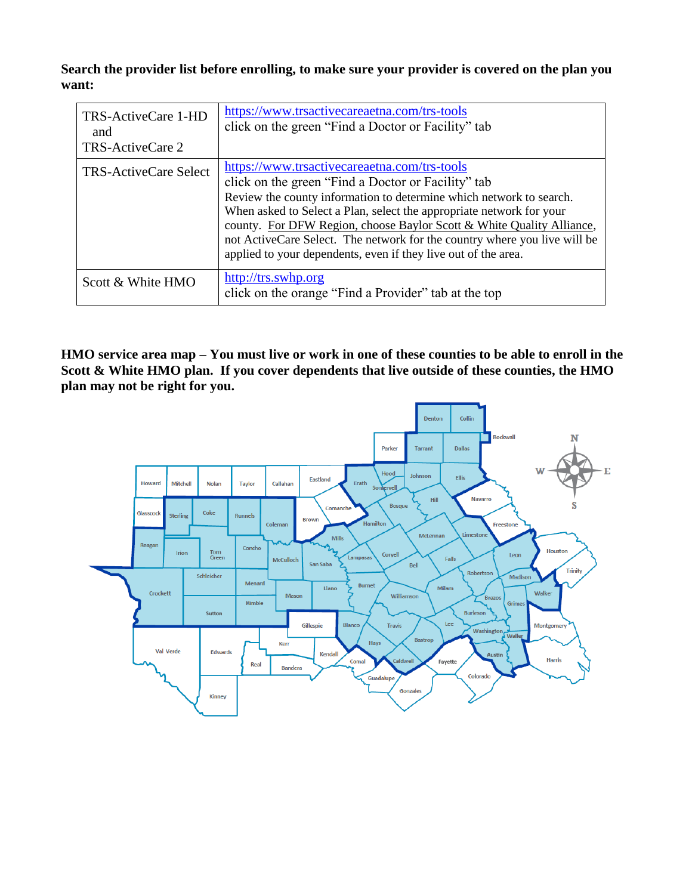**Search the provider list before enrolling, to make sure your provider is covered on the plan you want:**

| | |
|---|---|
| TRS-ActiveCare 1-HD and TRS-ActiveCare 2 | https://www.trsactivecareaetna.com/trs-tools click on the green "Find a Doctor or Facility" tab |
| TRS-ActiveCare Select | https://www.trsactivecareaetna.com/trs-tools click on the green "Find a Doctor or Facility" tab Review the county information to determine which network to search. When asked to Select a Plan, select the appropriate network for your county. For DFW Region, choose Baylor Scott & White Quality Alliance, not ActiveCare Select. The network for the country where you live will be applied to your dependents, even if they live out of the area. |
| Scott & White HMO | http://trs.swhp.org click on the orange "Find a Provider" tab at the top |

**HMO service area map – You must live or work in one of these counties to be able to enroll in the Scott & White HMO plan. If you cover dependents that live outside of these counties, the HMO plan may not be right for you.**

Denton, Collin, Rockwall, Parker, Tarrant, Dallas, Howard, Mitchell, Nolan, Taylor, Callahan, Eastland, Erath, Hood, Somervell, Johnson, Ellis, Navarro, Glasscock, Sterling, Coke, Runnels, Coleman, Brown, Comanche, Bosque, Hill, Freestone, Hamilton, Mills, McLennan, Limestone, Reagan, Irion, Tom Green, Concho, McCulloch, San Saba, Lampasas, Coryell, Falls, Leon, Houston, Trinity, Bell, Robertson, Madison, Schleicher, Menard, Crockett, Mason, Llano, Burnet, Williamson, Milam, Brazos, Walker, Kimble, Sutton, Grimes, Burleson, Gillespie, Blanco, Travis, Lee, Washington, Montgomery, Waller, Val Verde, Edwards, Kerr, Hays, Bastrop, Kendall, Comal, Caldwell, Fayette, Austin, Harris, Real, Bandera, Guadalupe, Colorado, Gonzales, Kinney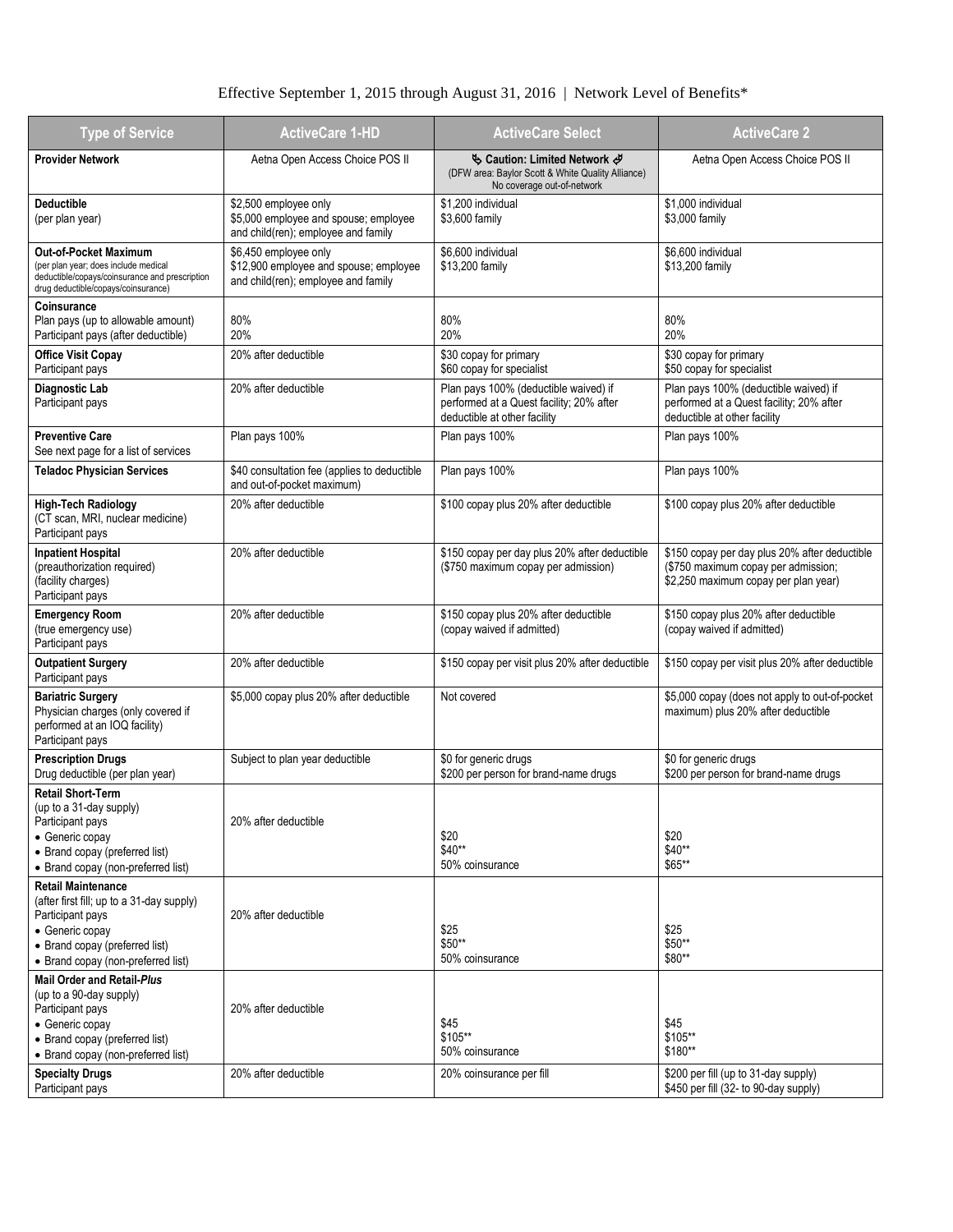Effective September 1, 2015 through August 31, 2016 | Network Level of Benefits*

| Type of Service | ActiveCare 1-HD | ActiveCare Select | ActiveCare 2 |
|---|---|---|---|
| **Provider Network** | Aetna Open Access Choice POS II | **Caution: Limited Network** (DFW area: Baylor Scott & White Quality Alliance) No coverage out-of-network | Aetna Open Access Choice POS II |
| **Deductible** (per plan year) | \$2,500 employee only<br>\$5,000 employee and spouse; employee and child(ren); employee and family | \$1,200 individual<br>\$3,600 family | \$1,000 individual<br>\$3,000 family |
| **Out-of-Pocket Maximum** (per plan year; does include medical deductible/copays/coinsurance and prescription drug deductible/copays/coinsurance) | \$6,450 employee only<br>\$12,900 employee and spouse; employee and child(ren); employee and family | \$6,600 individual<br>\$13,200 family | \$6,600 individual<br>\$13,200 family |
| **Coinsurance**<br>Plan pays (up to allowable amount)<br>Participant pays (after deductible) | 80%<br>20% | 80%<br>20% | 80%<br>20% |
| **Office Visit Copay**<br>Participant pays | 20% after deductible | \$30 copay for primary<br>\$60 copay for specialist | \$30 copay for primary<br>\$50 copay for specialist |
| **Diagnostic Lab**<br>Participant pays | 20% after deductible | Plan pays 100% (deductible waived) if performed at a Quest facility; 20% after deductible at other facility | Plan pays 100% (deductible waived) if performed at a Quest facility; 20% after deductible at other facility |
| **Preventive Care**<br>See next page for a list of services | Plan pays 100% | Plan pays 100% | Plan pays 100% |
| **Teladoc Physician Services** | \$40 consultation fee (applies to deductible and out-of-pocket maximum) | Plan pays 100% | Plan pays 100% |
| **High-Tech Radiology**<br>(CT scan, MRI, nuclear medicine)<br>Participant pays | 20% after deductible | \$100 copay plus 20% after deductible | \$100 copay plus 20% after deductible |
| **Inpatient Hospital**<br>(preauthorization required)<br>(facility charges)<br>Participant pays | 20% after deductible | \$150 copay per day plus 20% after deductible (\$750 maximum copay per admission) | \$150 copay per day plus 20% after deductible (\$750 maximum copay per admission; \$2,250 maximum copay per plan year) |
| **Emergency Room**<br>(true emergency use)<br>Participant pays | 20% after deductible | \$150 copay plus 20% after deductible (copay waived if admitted) | \$150 copay plus 20% after deductible (copay waived if admitted) |
| **Outpatient Surgery**<br>Participant pays | 20% after deductible | \$150 copay per visit plus 20% after deductible | \$150 copay per visit plus 20% after deductible |
| **Bariatric Surgery**<br>Physician charges (only covered if performed at an IOQ facility)<br>Participant pays | \$5,000 copay plus 20% after deductible | Not covered | \$5,000 copay (does not apply to out-of-pocket maximum) plus 20% after deductible |
| **Prescription Drugs**<br>Drug deductible (per plan year) | Subject to plan year deductible | \$0 for generic drugs<br>\$200 per person for brand-name drugs | \$0 for generic drugs<br>\$200 per person for brand-name drugs |
| **Retail Short-Term**<br>(up to a 31-day supply)<br>Participant pays<br>• Generic copay<br>• Brand copay (preferred list)<br>• Brand copay (non-preferred list) | 20% after deductible | \$20<br>\$40**<br>50% coinsurance | \$20<br>\$40**<br>\$65** |
| **Retail Maintenance**<br>(after first fill; up to a 31-day supply)<br>Participant pays<br>• Generic copay<br>• Brand copay (preferred list)<br>• Brand copay (non-preferred list) | 20% after deductible | \$25<br>\$50**<br>50% coinsurance | \$25<br>\$50**<br>\$80** |
| **Mail Order and Retail-*Plus***<br>(up to a 90-day supply)<br>Participant pays<br>• Generic copay<br>• Brand copay (preferred list)<br>• Brand copay (non-preferred list) | 20% after deductible | \$45<br>\$105**<br>50% coinsurance | \$45<br>\$105**<br>\$180** |
| **Specialty Drugs**<br>Participant pays | 20% after deductible | 20% coinsurance per fill | \$200 per fill (up to 31-day supply)<br>\$450 per fill (32- to 90-day supply) |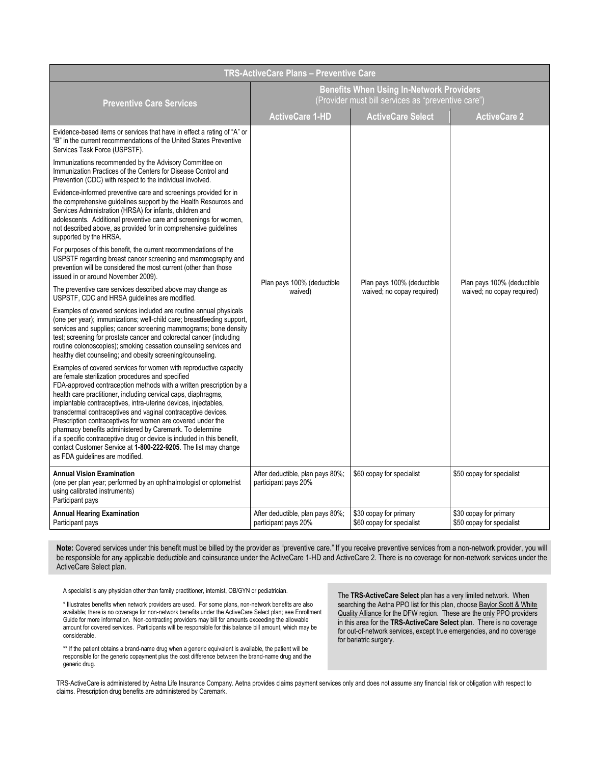| TRS-ActiveCare Plans – Preventive Care | | | |
|---|---|---|---|
| **Preventive Care Services** | **Benefits When Using In-Network Providers** (Provider must bill services as "preventive care") | | |
| | **ActiveCare 1-HD** | **ActiveCare Select** | **ActiveCare 2** |
| Evidence-based items or services that have in effect a rating of "A" or "B" in the current recommendations of the United States Preventive Services Task Force (USPSTF).<br><br>Immunizations recommended by the Advisory Committee on Immunization Practices of the Centers for Disease Control and Prevention (CDC) with respect to the individual involved.<br><br>Evidence-informed preventive care and screenings provided for in the comprehensive guidelines support by the Health Resources and Services Administration (HRSA) for infants, children and adolescents. Additional preventive care and screenings for women, not described above, as provided for in comprehensive guidelines supported by the HRSA.<br><br>For purposes of this benefit, the current recommendations of the USPSTF regarding breast cancer screening and mammography and prevention will be considered the most current (other than those issued in or around November 2009).<br><br>The preventive care services described above may change as USPSTF, CDC and HRSA guidelines are modified.<br><br>Examples of covered services included are routine annual physicals (one per year); immunizations; well-child care; breastfeeding support, services and supplies; cancer screening mammograms; bone density test; screening for prostate cancer and colorectal cancer (including routine colonoscopies); smoking cessation counseling services and healthy diet counseling; and obesity screening/counseling.<br><br>Examples of covered services for women with reproductive capacity are female sterilization procedures and specified FDA-approved contraception methods with a written prescription by a health care practitioner, including cervical caps, diaphragms, implantable contraceptives, intra-uterine devices, injectables, transdermal contraceptives and vaginal contraceptive devices. Prescription contraceptives for women are covered under the pharmacy benefits administered by Caremark. To determine if a specific contraceptive drug or device is included in this benefit, contact Customer Service at **1-800-222-9205**. The list may change as FDA guidelines are modified. | Plan pays 100% (deductible waived) | Plan pays 100% (deductible waived; no copay required) | Plan pays 100% (deductible waived; no copay required) |
| **Annual Vision Examination**<br>(one per plan year; performed by an ophthalmologist or optometrist using calibrated instruments)<br>Participant pays | After deductible, plan pays 80%; participant pays 20% | $60 copay for specialist | $50 copay for specialist |
| **Annual Hearing Examination**<br>Participant pays | After deductible, plan pays 80%; participant pays 20% | $30 copay for primary<br>$60 copay for specialist | $30 copay for primary<br>$50 copay for specialist |

**Note:** Covered services under this benefit must be billed by the provider as "preventive care." If you receive preventive services from a non-network provider, you will be responsible for any applicable deductible and coinsurance under the ActiveCare 1-HD and ActiveCare 2. There is no coverage for non-network services under the ActiveCare Select plan.

A specialist is any physician other than family practitioner, internist, OB/GYN or pediatrician.

\* Illustrates benefits when network providers are used. For some plans, non-network benefits are also available; there is no coverage for non-network benefits under the ActiveCare Select plan; see Enrollment Guide for more information. Non-contracting providers may bill for amounts exceeding the allowable amount for covered services. Participants will be responsible for this balance bill amount, which may be considerable.

\*\* If the patient obtains a brand-name drug when a generic equivalent is available, the patient will be responsible for the generic copayment plus the cost difference between the brand-name drug and the generic drug.

The **TRS-ActiveCare Select** plan has a very limited network. When searching the Aetna PPO list for this plan, choose Baylor Scott & White Quality Alliance for the DFW region. These are the only PPO providers in this area for the **TRS-ActiveCare Select** plan. There is no coverage for out-of-network services, except true emergencies, and no coverage for bariatric surgery.

TRS-ActiveCare is administered by Aetna Life Insurance Company. Aetna provides claims payment services only and does not assume any financial risk or obligation with respect to claims. Prescription drug benefits are administered by Caremark.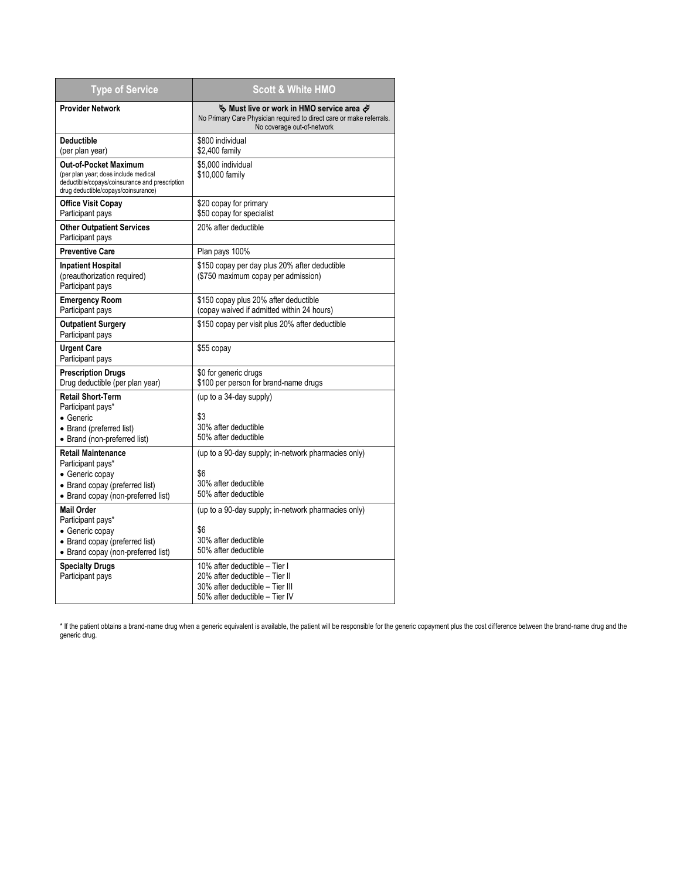| Type of Service | Scott & White HMO |
| --- | --- |
| **Provider Network** | **Must live or work in HMO service area**<br>No Primary Care Physician required to direct care or make referrals.<br>No coverage out-of-network |
| **Deductible**<br>(per plan year) | $800 individual<br>$2,400 family |
| **Out-of-Pocket Maximum**<br>(per plan year; does include medical deductible/copays/coinsurance and prescription drug deductible/copays/coinsurance) | $5,000 individual<br>$10,000 family |
| **Office Visit Copay**<br>Participant pays | $20 copay for primary<br>$50 copay for specialist |
| **Other Outpatient Services**<br>Participant pays | 20% after deductible |
| **Preventive Care** | Plan pays 100% |
| **Inpatient Hospital**<br>(preauthorization required)<br>Participant pays | $150 copay per day plus 20% after deductible<br>($750 maximum copay per admission) |
| **Emergency Room**<br>Participant pays | $150 copay plus 20% after deductible<br>(copay waived if admitted within 24 hours) |
| **Outpatient Surgery**<br>Participant pays | $150 copay per visit plus 20% after deductible |
| **Urgent Care**<br>Participant pays | $55 copay |
| **Prescription Drugs**<br>Drug deductible (per plan year) | $0 for generic drugs<br>$100 per person for brand-name drugs |
| **Retail Short-Term**<br>Participant pays*<br>• Generic<br>• Brand (preferred list)<br>• Brand (non-preferred list) | (up to a 34-day supply)<br><br>$3<br>30% after deductible<br>50% after deductible |
| **Retail Maintenance**<br>Participant pays*<br>• Generic copay<br>• Brand copay (preferred list)<br>• Brand copay (non-preferred list) | (up to a 90-day supply; in-network pharmacies only)<br><br>$6<br>30% after deductible<br>50% after deductible |
| **Mail Order**<br>Participant pays*<br>• Generic copay<br>• Brand copay (preferred list)<br>• Brand copay (non-preferred list) | (up to a 90-day supply; in-network pharmacies only)<br><br>$6<br>30% after deductible<br>50% after deductible |
| **Specialty Drugs**<br>Participant pays | 10% after deductible – Tier I<br>20% after deductible – Tier II<br>30% after deductible – Tier III<br>50% after deductible – Tier IV |

* If the patient obtains a brand-name drug when a generic equivalent is available, the patient will be responsible for the generic copayment plus the cost difference between the brand-name drug and the generic drug.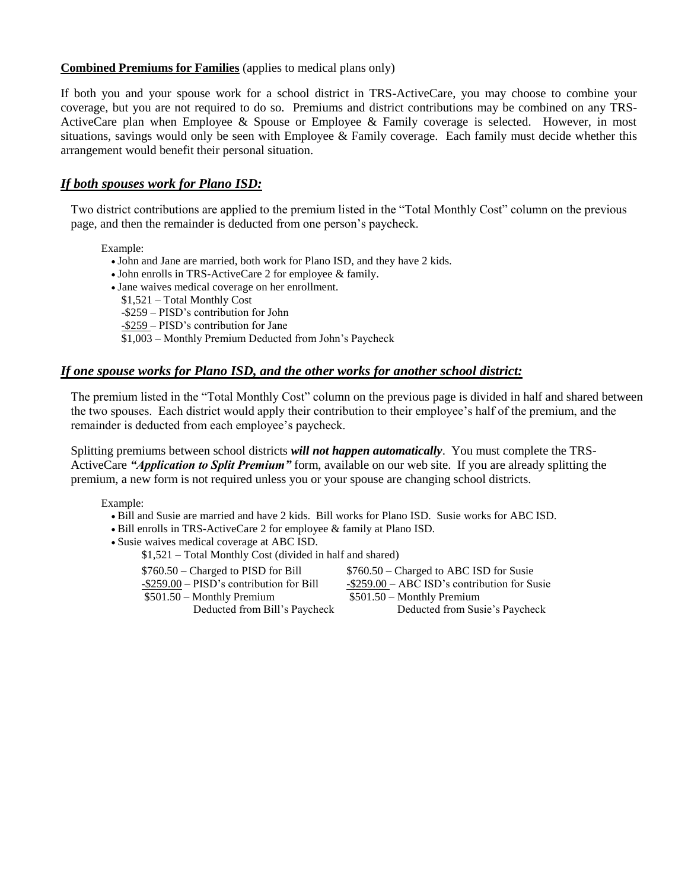**Combined Premiums for Families** (applies to medical plans only)

If both you and your spouse work for a school district in TRS-ActiveCare, you may choose to combine your coverage, but you are not required to do so. Premiums and district contributions may be combined on any TRS-ActiveCare plan when Employee & Spouse or Employee & Family coverage is selected. However, in most situations, savings would only be seen with Employee & Family coverage. Each family must decide whether this arrangement would benefit their personal situation.

### *If both spouses work for Plano ISD:*

Two district contributions are applied to the premium listed in the "Total Monthly Cost" column on the previous page, and then the remainder is deducted from one person's paycheck.

Example:

- John and Jane are married, both work for Plano ISD, and they have 2 kids.
- John enrolls in TRS-ActiveCare 2 for employee & family.
- Jane waives medical coverage on her enrollment.

$1,521 – Total Monthly Cost
-$259 – PISD's contribution for John
-$259 – PISD's contribution for Jane
$1,003 – Monthly Premium Deducted from John's Paycheck

### *If one spouse works for Plano ISD, and the other works for another school district:*

The premium listed in the "Total Monthly Cost" column on the previous page is divided in half and shared between the two spouses. Each district would apply their contribution to their employee's half of the premium, and the remainder is deducted from each employee's paycheck.

Splitting premiums between school districts ***will not happen automatically***. You must complete the TRS-ActiveCare ***"Application to Split Premium"*** form, available on our web site. If you are already splitting the premium, a new form is not required unless you or your spouse are changing school districts.

Example:

- Bill and Susie are married and have 2 kids. Bill works for Plano ISD. Susie works for ABC ISD.
- Bill enrolls in TRS-ActiveCare 2 for employee & family at Plano ISD.
- Susie waives medical coverage at ABC ISD.

$1,521 – Total Monthly Cost (divided in half and shared)

| | |
|---|---|
| $760.50 – Charged to PISD for Bill | $760.50 – Charged to ABC ISD for Susie |
| -$259.00 – PISD's contribution for Bill | -$259.00 – ABC ISD's contribution for Susie |
| $501.50 – Monthly Premium Deducted from Bill's Paycheck | $501.50 – Monthly Premium Deducted from Susie's Paycheck |